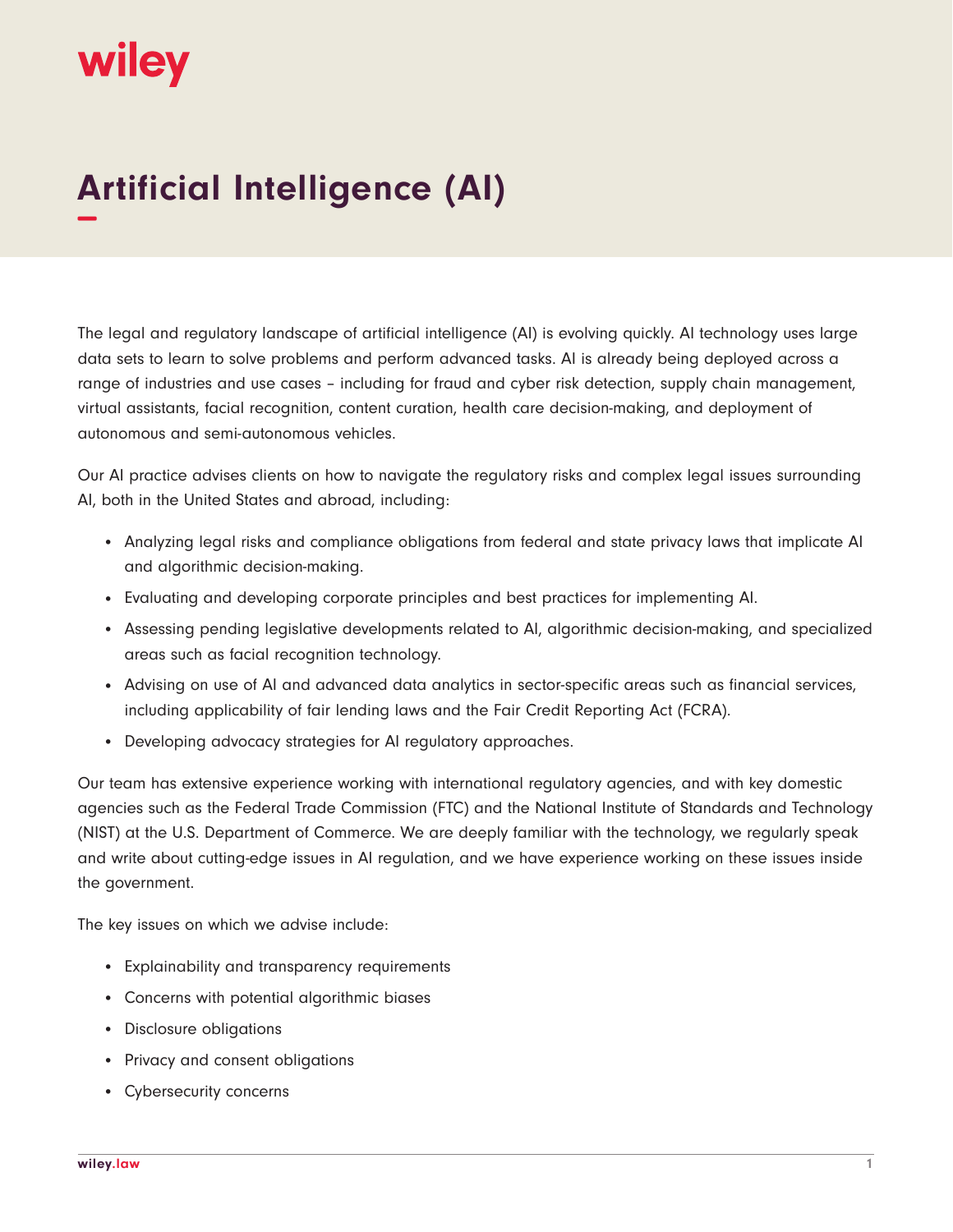# Artificial Intelligence (AI)

The legal and regulatory landscape of artificial intelligence (AI) is evolving quickly. AI technology uses large data sets to learn to solve problems and perform advanced tasks. AI is already being deployed across a range of industries and use cases – including for fraud and cyber risk detection, supply chain management, virtual assistants, facial recognition, content curation, health care decision-making, and deployment of autonomous and semi-autonomous vehicles.

Our AI practice advises clients on how to navigate the regulatory risks and complex legal issues surrounding AI, both in the United States and abroad, including:

- Analyzing legal risks and compliance obligations from federal and state privacy laws that implicate AI and algorithmic decision-making.
- Evaluating and developing corporate principles and best practices for implementing AI.
- Assessing pending legislative developments related to AI, algorithmic decision-making, and specialized areas such as facial recognition technology.
- Advising on use of AI and advanced data analytics in sector-specific areas such as financial services, including applicability of fair lending laws and the Fair Credit Reporting Act (FCRA).
- Developing advocacy strategies for AI regulatory approaches.

Our team has extensive experience working with international regulatory agencies, and with key domestic agencies such as the Federal Trade Commission (FTC) and the National Institute of Standards and Technology (NIST) at the U.S. Department of Commerce. We are deeply familiar with the technology, we regularly speak and write about cutting-edge issues in AI regulation, and we have experience working on these issues inside the government.

The key issues on which we advise include:

- Explainability and transparency requirements
- Concerns with potential algorithmic biases
- Disclosure obligations
- Privacy and consent obligations
- Cybersecurity concerns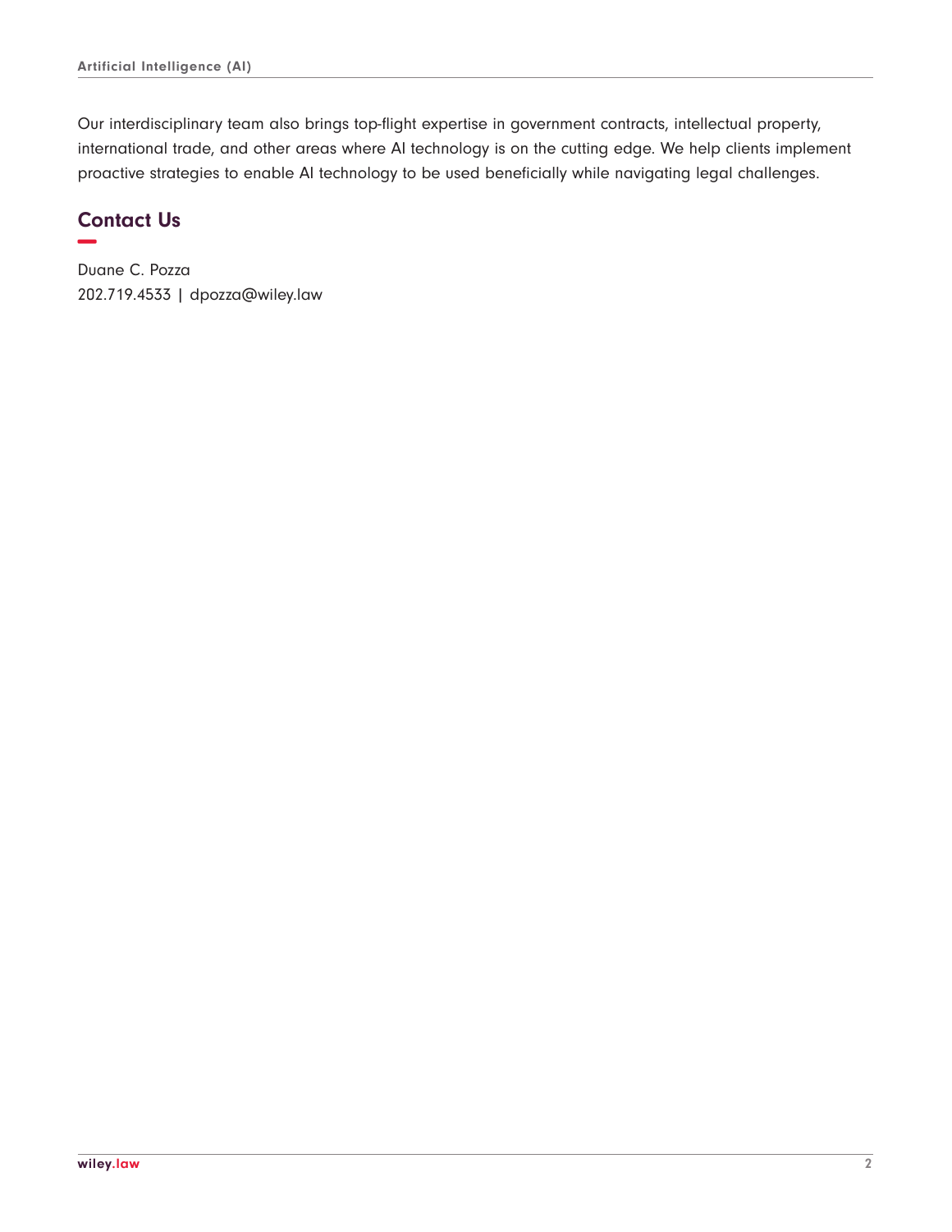Our interdisciplinary team also brings top-flight expertise in government contracts, intellectual property, international trade, and other areas where AI technology is on the cutting edge. We help clients implement proactive strategies to enable AI technology to be used beneficially while navigating legal challenges.

## Contact Us

Duane C. Pozza
202.719.4533 | dpozza@wiley.law